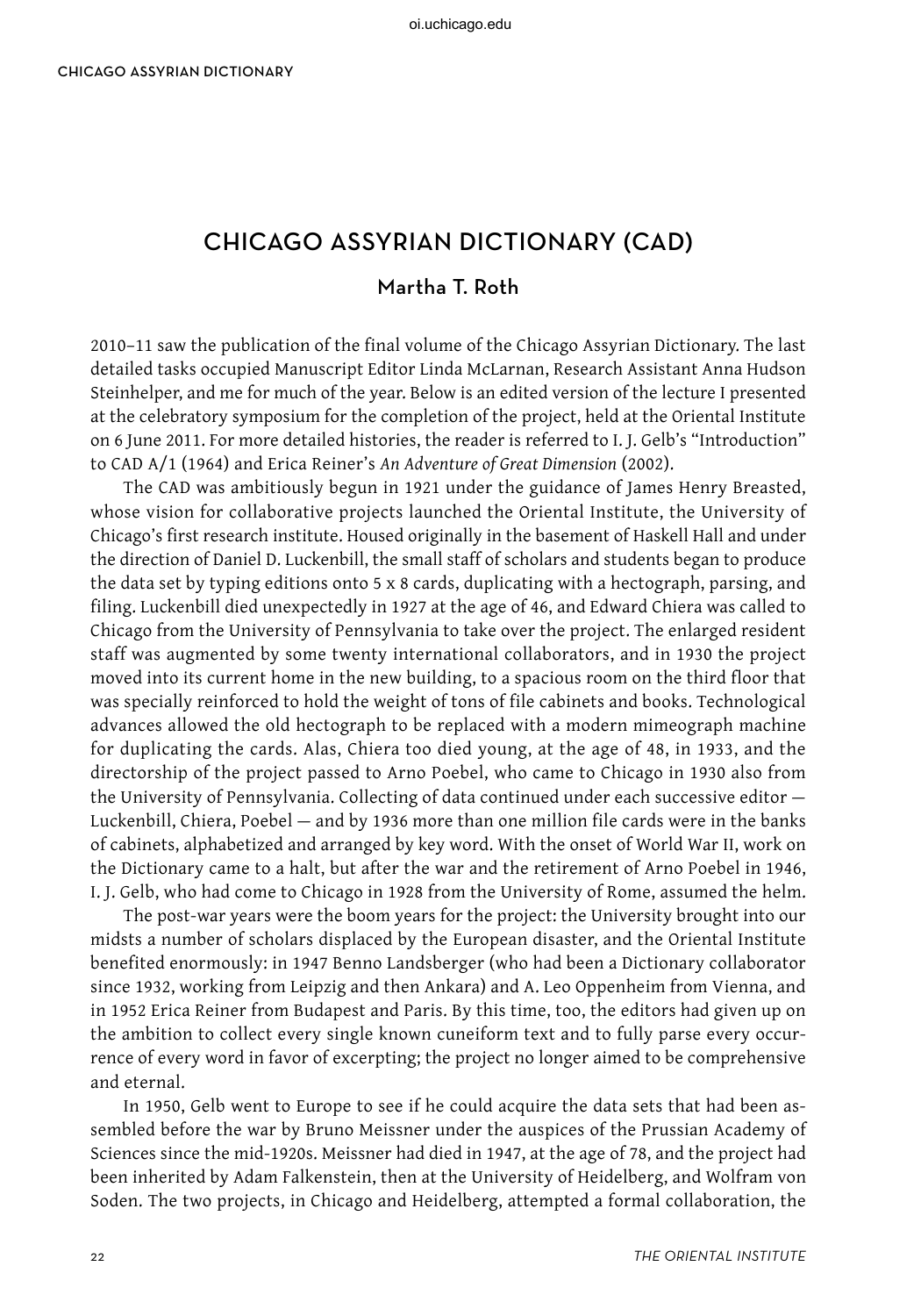# CHICAGO ASSYRIAN DICTIONARY (CAD)

## Martha T. Roth

2010–11 saw the publication of the final volume of the Chicago Assyrian Dictionary. The last detailed tasks occupied Manuscript Editor Linda McLarnan, Research Assistant Anna Hudson Steinhelper, and me for much of the year. Below is an edited version of the lecture I presented at the celebratory symposium for the completion of the project, held at the Oriental Institute on 6 June 2011. For more detailed histories, the reader is referred to I. J. Gelb's "Introduction" to CAD A/1 (1964) and Erica Reiner's *An Adventure of Great Dimension* (2002).

The CAD was ambitiously begun in 1921 under the guidance of James Henry Breasted, whose vision for collaborative projects launched the Oriental Institute, the University of Chicago's first research institute. Housed originally in the basement of Haskell Hall and under the direction of Daniel D. Luckenbill, the small staff of scholars and students began to produce the data set by typing editions onto 5 x 8 cards, duplicating with a hectograph, parsing, and filing. Luckenbill died unexpectedly in 1927 at the age of 46, and Edward Chiera was called to Chicago from the University of Pennsylvania to take over the project. The enlarged resident staff was augmented by some twenty international collaborators, and in 1930 the project moved into its current home in the new building, to a spacious room on the third floor that was specially reinforced to hold the weight of tons of file cabinets and books. Technological advances allowed the old hectograph to be replaced with a modern mimeograph machine for duplicating the cards. Alas, Chiera too died young, at the age of 48, in 1933, and the directorship of the project passed to Arno Poebel, who came to Chicago in 1930 also from the University of Pennsylvania. Collecting of data continued under each successive editor — Luckenbill, Chiera, Poebel — and by 1936 more than one million file cards were in the banks of cabinets, alphabetized and arranged by key word. With the onset of World War II, work on the Dictionary came to a halt, but after the war and the retirement of Arno Poebel in 1946, I. J. Gelb, who had come to Chicago in 1928 from the University of Rome, assumed the helm.

The post-war years were the boom years for the project: the University brought into our midsts a number of scholars displaced by the European disaster, and the Oriental Institute benefited enormously: in 1947 Benno Landsberger (who had been a Dictionary collaborator since 1932, working from Leipzig and then Ankara) and A. Leo Oppenheim from Vienna, and in 1952 Erica Reiner from Budapest and Paris. By this time, too, the editors had given up on the ambition to collect every single known cuneiform text and to fully parse every occurrence of every word in favor of excerpting; the project no longer aimed to be comprehensive and eternal.

In 1950, Gelb went to Europe to see if he could acquire the data sets that had been assembled before the war by Bruno Meissner under the auspices of the Prussian Academy of Sciences since the mid-1920s. Meissner had died in 1947, at the age of 78, and the project had been inherited by Adam Falkenstein, then at the University of Heidelberg, and Wolfram von Soden. The two projects, in Chicago and Heidelberg, attempted a formal collaboration, the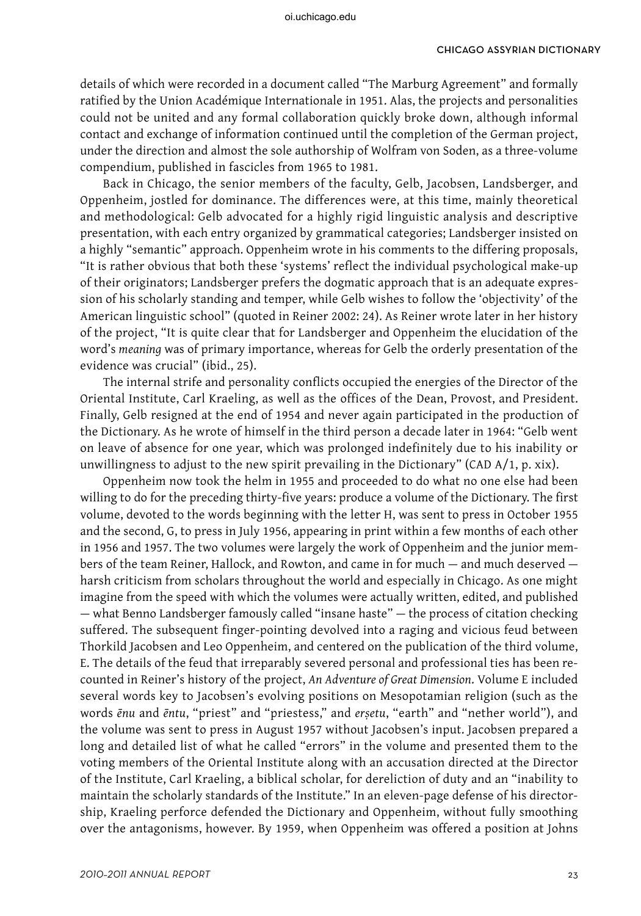details of which were recorded in a document called "The Marburg Agreement" and formally ratified by the Union Académique Internationale in 1951. Alas, the projects and personalities could not be united and any formal collaboration quickly broke down, although informal contact and exchange of information continued until the completion of the German project, under the direction and almost the sole authorship of Wolfram von Soden, as a three-volume compendium, published in fascicles from 1965 to 1981.

Back in Chicago, the senior members of the faculty, Gelb, Jacobsen, Landsberger, and Oppenheim, jostled for dominance. The differences were, at this time, mainly theoretical and methodological: Gelb advocated for a highly rigid linguistic analysis and descriptive presentation, with each entry organized by grammatical categories; Landsberger insisted on a highly "semantic" approach. Oppenheim wrote in his comments to the differing proposals, "It is rather obvious that both these 'systems' reflect the individual psychological make-up of their originators; Landsberger prefers the dogmatic approach that is an adequate expression of his scholarly standing and temper, while Gelb wishes to follow the 'objectivity' of the American linguistic school" (quoted in Reiner 2002: 24). As Reiner wrote later in her history of the project, "It is quite clear that for Landsberger and Oppenheim the elucidation of the word's *meaning* was of primary importance, whereas for Gelb the orderly presentation of the evidence was crucial" (ibid., 25).

The internal strife and personality conflicts occupied the energies of the Director of the Oriental Institute, Carl Kraeling, as well as the offices of the Dean, Provost, and President. Finally, Gelb resigned at the end of 1954 and never again participated in the production of the Dictionary. As he wrote of himself in the third person a decade later in 1964: "Gelb went on leave of absence for one year, which was prolonged indefinitely due to his inability or unwillingness to adjust to the new spirit prevailing in the Dictionary" (CAD A/1, p. xix).

Oppenheim now took the helm in 1955 and proceeded to do what no one else had been willing to do for the preceding thirty-five years: produce a volume of the Dictionary. The first volume, devoted to the words beginning with the letter H, was sent to press in October 1955 and the second, G, to press in July 1956, appearing in print within a few months of each other in 1956 and 1957. The two volumes were largely the work of Oppenheim and the junior members of the team Reiner, Hallock, and Rowton, and came in for much — and much deserved — harsh criticism from scholars throughout the world and especially in Chicago. As one might imagine from the speed with which the volumes were actually written, edited, and published — what Benno Landsberger famously called "insane haste" — the process of citation checking suffered. The subsequent finger-pointing devolved into a raging and vicious feud between Thorkild Jacobsen and Leo Oppenheim, and centered on the publication of the third volume, E. The details of the feud that irreparably severed personal and professional ties has been recounted in Reiner's history of the project, *An Adventure of Great Dimension*. Volume E included several words key to Jacobsen's evolving positions on Mesopotamian religion (such as the words *ēnu* and *ēntu*, "priest" and "priestess," and *erṣetu*, "earth" and "nether world"), and the volume was sent to press in August 1957 without Jacobsen's input. Jacobsen prepared a long and detailed list of what he called "errors" in the volume and presented them to the voting members of the Oriental Institute along with an accusation directed at the Director of the Institute, Carl Kraeling, a biblical scholar, for dereliction of duty and an "inability to maintain the scholarly standards of the Institute." In an eleven-page defense of his directorship, Kraeling perforce defended the Dictionary and Oppenheim, without fully smoothing over the antagonisms, however. By 1959, when Oppenheim was offered a position at Johns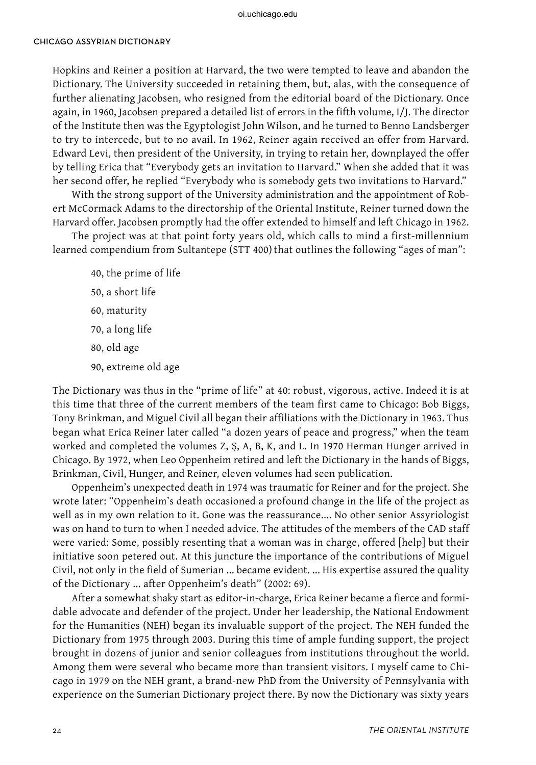Hopkins and Reiner a position at Harvard, the two were tempted to leave and abandon the Dictionary. The University succeeded in retaining them, but, alas, with the consequence of further alienating Jacobsen, who resigned from the editorial board of the Dictionary. Once again, in 1960, Jacobsen prepared a detailed list of errors in the fifth volume, I/J. The director of the Institute then was the Egyptologist John Wilson, and he turned to Benno Landsberger to try to intercede, but to no avail. In 1962, Reiner again received an offer from Harvard. Edward Levi, then president of the University, in trying to retain her, downplayed the offer by telling Erica that "Everybody gets an invitation to Harvard." When she added that it was her second offer, he replied "Everybody who is somebody gets two invitations to Harvard."

With the strong support of the University administration and the appointment of Robert McCormack Adams to the directorship of the Oriental Institute, Reiner turned down the Harvard offer. Jacobsen promptly had the offer extended to himself and left Chicago in 1962.

The project was at that point forty years old, which calls to mind a first-millennium learned compendium from Sultantepe (STT 400) that outlines the following "ages of man":

> 40, the prime of life
>
> 50, a short life
>
> 60, maturity
>
> 70, a long life
>
> 80, old age
>
> 90, extreme old age

The Dictionary was thus in the "prime of life" at 40: robust, vigorous, active. Indeed it is at this time that three of the current members of the team first came to Chicago: Bob Biggs, Tony Brinkman, and Miguel Civil all began their affiliations with the Dictionary in 1963. Thus began what Erica Reiner later called "a dozen years of peace and progress," when the team worked and completed the volumes Z, Ṣ, A, B, K, and L. In 1970 Herman Hunger arrived in Chicago. By 1972, when Leo Oppenheim retired and left the Dictionary in the hands of Biggs, Brinkman, Civil, Hunger, and Reiner, eleven volumes had seen publication.

Oppenheim's unexpected death in 1974 was traumatic for Reiner and for the project. She wrote later: "Oppenheim's death occasioned a profound change in the life of the project as well as in my own relation to it. Gone was the reassurance.... No other senior Assyriologist was on hand to turn to when I needed advice. The attitudes of the members of the CAD staff were varied: Some, possibly resenting that a woman was in charge, offered [help] but their initiative soon petered out. At this juncture the importance of the contributions of Miguel Civil, not only in the field of Sumerian ... became evident. ... His expertise assured the quality of the Dictionary ... after Oppenheim's death" (2002: 69).

After a somewhat shaky start as editor-in-charge, Erica Reiner became a fierce and formidable advocate and defender of the project. Under her leadership, the National Endowment for the Humanities (NEH) began its invaluable support of the project. The NEH funded the Dictionary from 1975 through 2003. During this time of ample funding support, the project brought in dozens of junior and senior colleagues from institutions throughout the world. Among them were several who became more than transient visitors. I myself came to Chicago in 1979 on the NEH grant, a brand-new PhD from the University of Pennsylvania with experience on the Sumerian Dictionary project there. By now the Dictionary was sixty years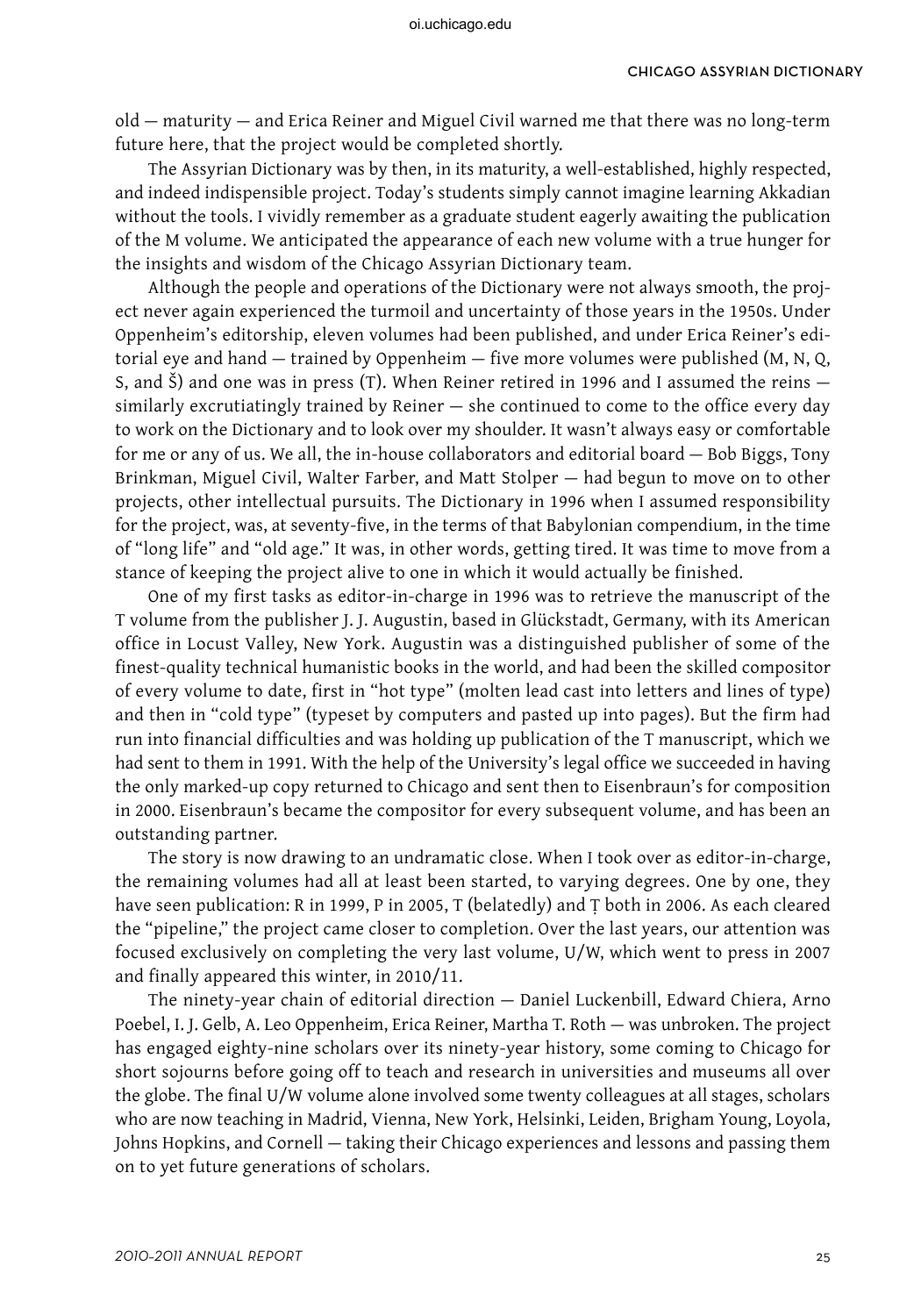old — maturity — and Erica Reiner and Miguel Civil warned me that there was no long-term future here, that the project would be completed shortly.

The Assyrian Dictionary was by then, in its maturity, a well-established, highly respected, and indeed indispensible project. Today's students simply cannot imagine learning Akkadian without the tools. I vividly remember as a graduate student eagerly awaiting the publication of the M volume. We anticipated the appearance of each new volume with a true hunger for the insights and wisdom of the Chicago Assyrian Dictionary team.

Although the people and operations of the Dictionary were not always smooth, the project never again experienced the turmoil and uncertainty of those years in the 1950s. Under Oppenheim's editorship, eleven volumes had been published, and under Erica Reiner's editorial eye and hand — trained by Oppenheim — five more volumes were published (M, N, Q, S, and Š) and one was in press (T). When Reiner retired in 1996 and I assumed the reins — similarly excrutiatingly trained by Reiner — she continued to come to the office every day to work on the Dictionary and to look over my shoulder. It wasn't always easy or comfortable for me or any of us. We all, the in-house collaborators and editorial board — Bob Biggs, Tony Brinkman, Miguel Civil, Walter Farber, and Matt Stolper — had begun to move on to other projects, other intellectual pursuits. The Dictionary in 1996 when I assumed responsibility for the project, was, at seventy-five, in the terms of that Babylonian compendium, in the time of "long life" and "old age." It was, in other words, getting tired. It was time to move from a stance of keeping the project alive to one in which it would actually be finished.

One of my first tasks as editor-in-charge in 1996 was to retrieve the manuscript of the T volume from the publisher J. J. Augustin, based in Glückstadt, Germany, with its American office in Locust Valley, New York. Augustin was a distinguished publisher of some of the finest-quality technical humanistic books in the world, and had been the skilled compositor of every volume to date, first in "hot type" (molten lead cast into letters and lines of type) and then in "cold type" (typeset by computers and pasted up into pages). But the firm had run into financial difficulties and was holding up publication of the T manuscript, which we had sent to them in 1991. With the help of the University's legal office we succeeded in having the only marked-up copy returned to Chicago and sent then to Eisenbraun's for composition in 2000. Eisenbraun's became the compositor for every subsequent volume, and has been an outstanding partner.

The story is now drawing to an undramatic close. When I took over as editor-in-charge, the remaining volumes had all at least been started, to varying degrees. One by one, they have seen publication: R in 1999, P in 2005, T (belatedly) and Ṭ both in 2006. As each cleared the "pipeline," the project came closer to completion. Over the last years, our attention was focused exclusively on completing the very last volume, U/W, which went to press in 2007 and finally appeared this winter, in 2010/11.

The ninety-year chain of editorial direction — Daniel Luckenbill, Edward Chiera, Arno Poebel, I. J. Gelb, A. Leo Oppenheim, Erica Reiner, Martha T. Roth — was unbroken. The project has engaged eighty-nine scholars over its ninety-year history, some coming to Chicago for short sojourns before going off to teach and research in universities and museums all over the globe. The final U/W volume alone involved some twenty colleagues at all stages, scholars who are now teaching in Madrid, Vienna, New York, Helsinki, Leiden, Brigham Young, Loyola, Johns Hopkins, and Cornell — taking their Chicago experiences and lessons and passing them on to yet future generations of scholars.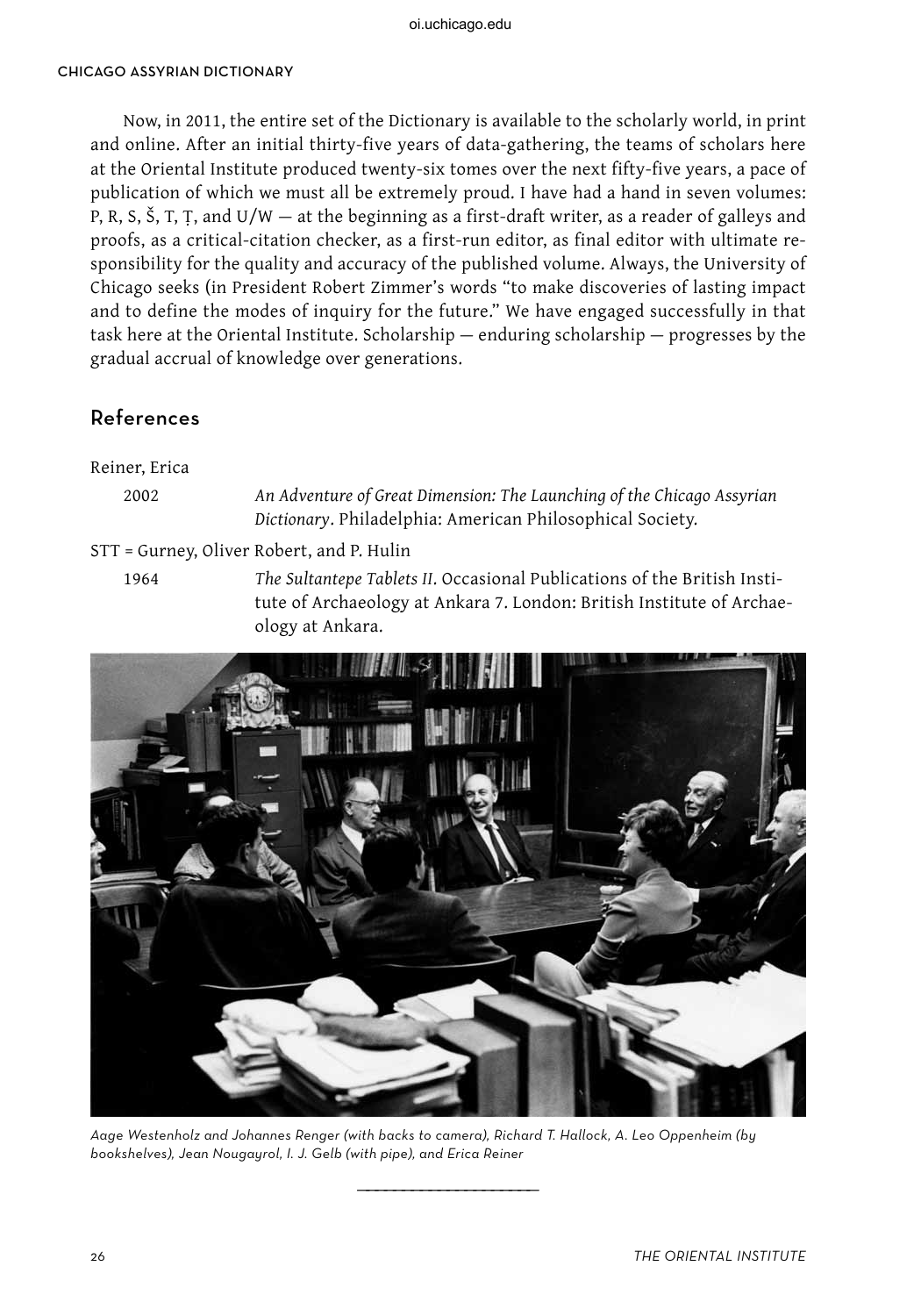Now, in 2011, the entire set of the Dictionary is available to the scholarly world, in print and online. After an initial thirty-five years of data-gathering, the teams of scholars here at the Oriental Institute produced twenty-six tomes over the next fifty-five years, a pace of publication of which we must all be extremely proud. I have had a hand in seven volumes: P, R, S, Š, T, Ṭ, and U/W — at the beginning as a first-draft writer, as a reader of galleys and proofs, as a critical-citation checker, as a first-run editor, as final editor with ultimate responsibility for the quality and accuracy of the published volume. Always, the University of Chicago seeks (in President Robert Zimmer's words "to make discoveries of lasting impact and to define the modes of inquiry for the future." We have engaged successfully in that task here at the Oriental Institute. Scholarship — enduring scholarship — progresses by the gradual accrual of knowledge over generations.

## References

Reiner, Erica

2002 — *An Adventure of Great Dimension: The Launching of the Chicago Assyrian Dictionary*. Philadelphia: American Philosophical Society.

STT = Gurney, Oliver Robert, and P. Hulin

1964 — *The Sultantepe Tablets II*. Occasional Publications of the British Institute of Archaeology at Ankara 7. London: British Institute of Archaeology at Ankara.

*Aage Westenholz and Johannes Renger (with backs to camera), Richard T. Hallock, A. Leo Oppenheim (by bookshelves), Jean Nougayrol, I. J. Gelb (with pipe), and Erica Reiner*